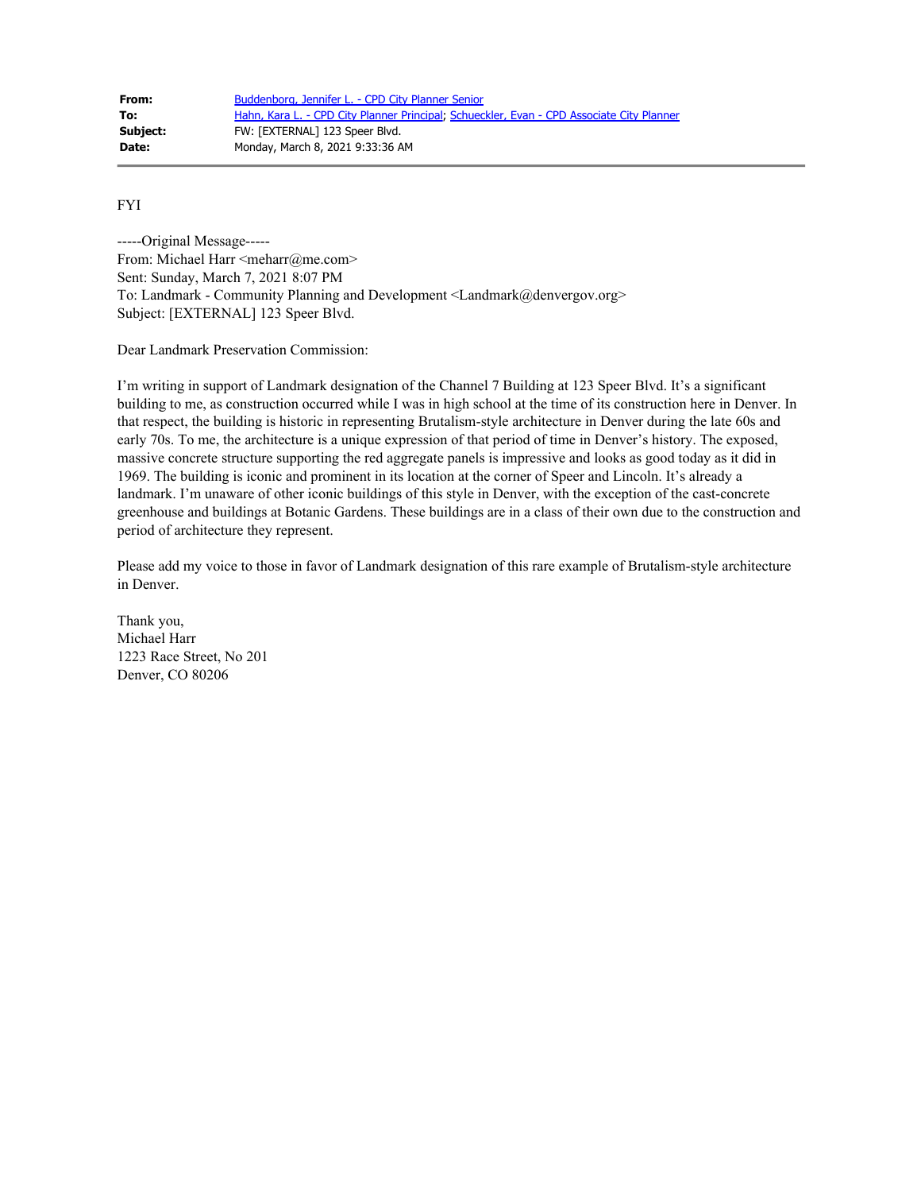| | |
|---|---|
| **From:** | Buddenborg, Jennifer L. - CPD City Planner Senior |
| **To:** | Hahn, Kara L. - CPD City Planner Principal; Schueckler, Evan - CPD Associate City Planner |
| **Subject:** | FW: [EXTERNAL] 123 Speer Blvd. |
| **Date:** | Monday, March 8, 2021 9:33:36 AM |

---

FYI

-----Original Message-----
From: Michael Harr <meharr@me.com>
Sent: Sunday, March 7, 2021 8:07 PM
To: Landmark - Community Planning and Development <Landmark@denvergov.org>
Subject: [EXTERNAL] 123 Speer Blvd.

Dear Landmark Preservation Commission:

I'm writing in support of Landmark designation of the Channel 7 Building at 123 Speer Blvd. It's a significant building to me, as construction occurred while I was in high school at the time of its construction here in Denver. In that respect, the building is historic in representing Brutalism-style architecture in Denver during the late 60s and early 70s. To me, the architecture is a unique expression of that period of time in Denver's history. The exposed, massive concrete structure supporting the red aggregate panels is impressive and looks as good today as it did in 1969. The building is iconic and prominent in its location at the corner of Speer and Lincoln. It's already a landmark. I'm unaware of other iconic buildings of this style in Denver, with the exception of the cast-concrete greenhouse and buildings at Botanic Gardens. These buildings are in a class of their own due to the construction and period of architecture they represent.

Please add my voice to those in favor of Landmark designation of this rare example of Brutalism-style architecture in Denver.

Thank you,
Michael Harr
1223 Race Street, No 201
Denver, CO 80206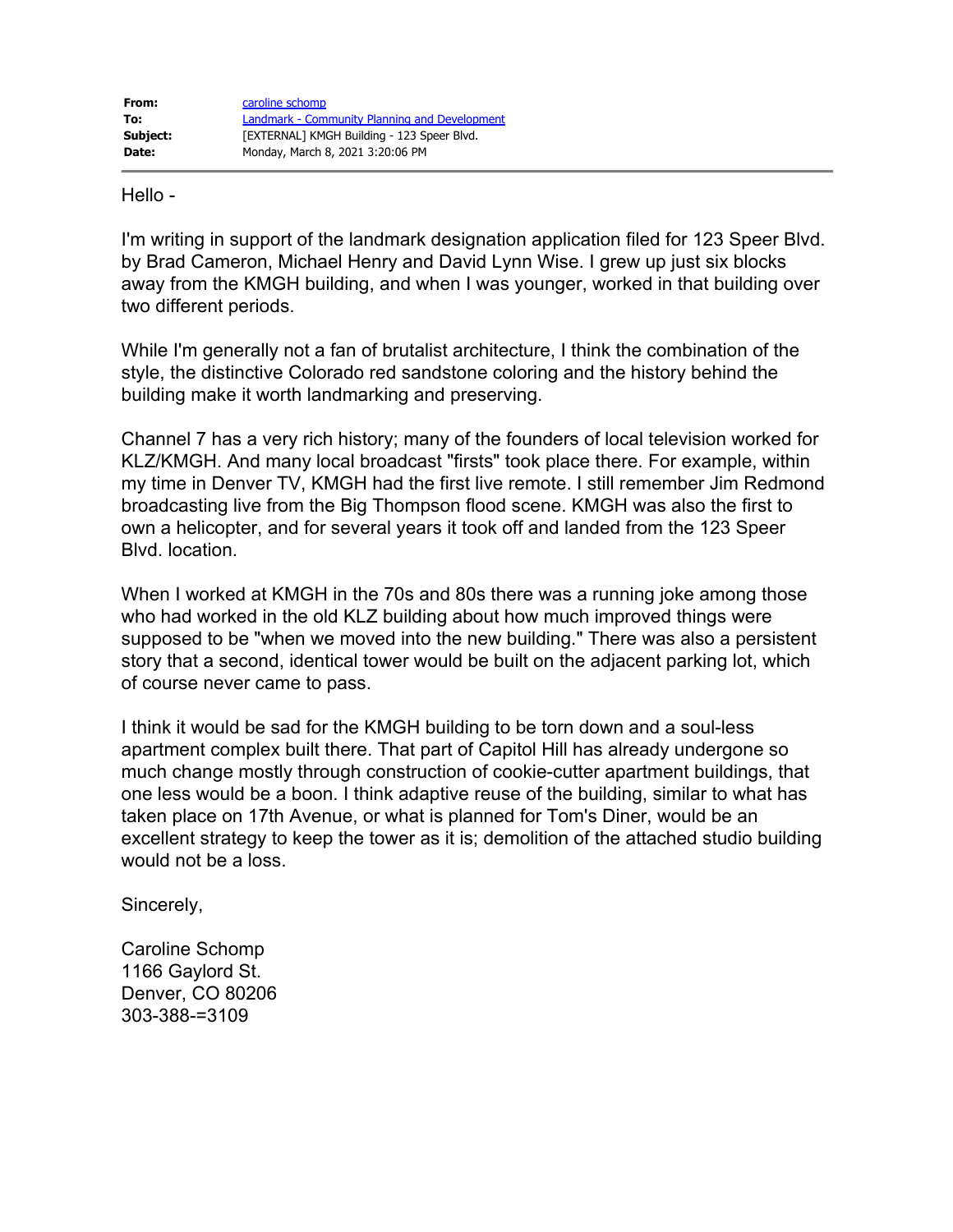**From:** caroline schomp
**To:** Landmark - Community Planning and Development
**Subject:** [EXTERNAL] KMGH Building - 123 Speer Blvd.
**Date:** Monday, March 8, 2021 3:20:06 PM

---

Hello -

I'm writing in support of the landmark designation application filed for 123 Speer Blvd. by Brad Cameron, Michael Henry and David Lynn Wise. I grew up just six blocks away from the KMGH building, and when I was younger, worked in that building over two different periods.

While I'm generally not a fan of brutalist architecture, I think the combination of the style, the distinctive Colorado red sandstone coloring and the history behind the building make it worth landmarking and preserving.

Channel 7 has a very rich history; many of the founders of local television worked for KLZ/KMGH. And many local broadcast "firsts" took place there. For example, within my time in Denver TV, KMGH had the first live remote. I still remember Jim Redmond broadcasting live from the Big Thompson flood scene. KMGH was also the first to own a helicopter, and for several years it took off and landed from the 123 Speer Blvd. location.

When I worked at KMGH in the 70s and 80s there was a running joke among those who had worked in the old KLZ building about how much improved things were supposed to be "when we moved into the new building." There was also a persistent story that a second, identical tower would be built on the adjacent parking lot, which of course never came to pass.

I think it would be sad for the KMGH building to be torn down and a soul-less apartment complex built there. That part of Capitol Hill has already undergone so much change mostly through construction of cookie-cutter apartment buildings, that one less would be a boon. I think adaptive reuse of the building, similar to what has taken place on 17th Avenue, or what is planned for Tom's Diner, would be an excellent strategy to keep the tower as it is; demolition of the attached studio building would not be a loss.

Sincerely,

Caroline Schomp
1166 Gaylord St.
Denver, CO 80206
303-388-=3109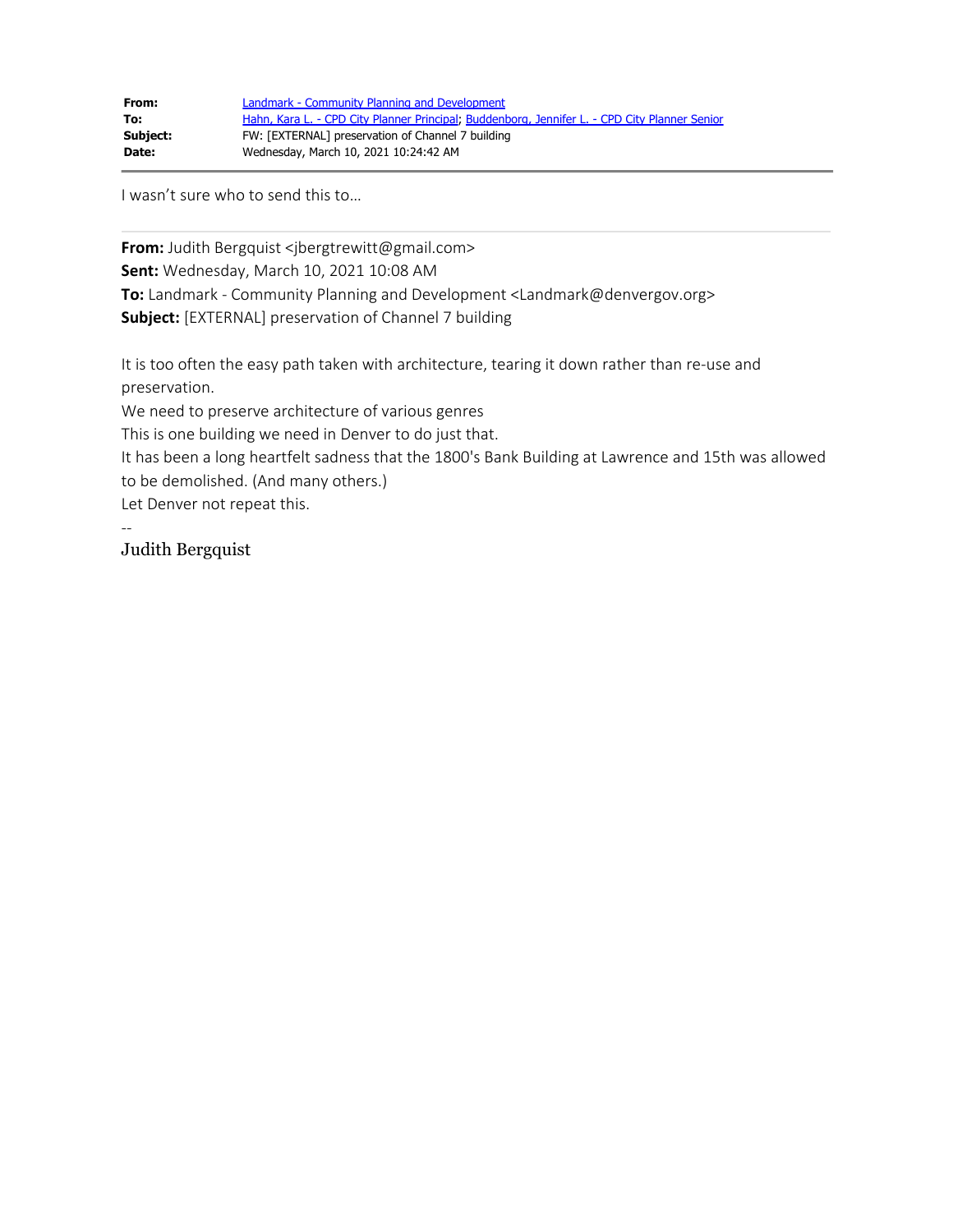| | |
|---|---|
| **From:** | Landmark - Community Planning and Development |
| **To:** | Hahn, Kara L. - CPD City Planner Principal; Buddenborg, Jennifer L. - CPD City Planner Senior |
| **Subject:** | FW: [EXTERNAL] preservation of Channel 7 building |
| **Date:** | Wednesday, March 10, 2021 10:24:42 AM |

I wasn't sure who to send this to…

---

**From:** Judith Bergquist <jbergtrewitt@gmail.com>
**Sent:** Wednesday, March 10, 2021 10:08 AM
**To:** Landmark - Community Planning and Development <Landmark@denvergov.org>
**Subject:** [EXTERNAL] preservation of Channel 7 building

It is too often the easy path taken with architecture, tearing it down rather than re-use and preservation.
We need to preserve architecture of various genres
This is one building we need in Denver to do just that.
It has been a long heartfelt sadness that the 1800's Bank Building at Lawrence and 15th was allowed to be demolished. (And many others.)
Let Denver not repeat this.

--
Judith Bergquist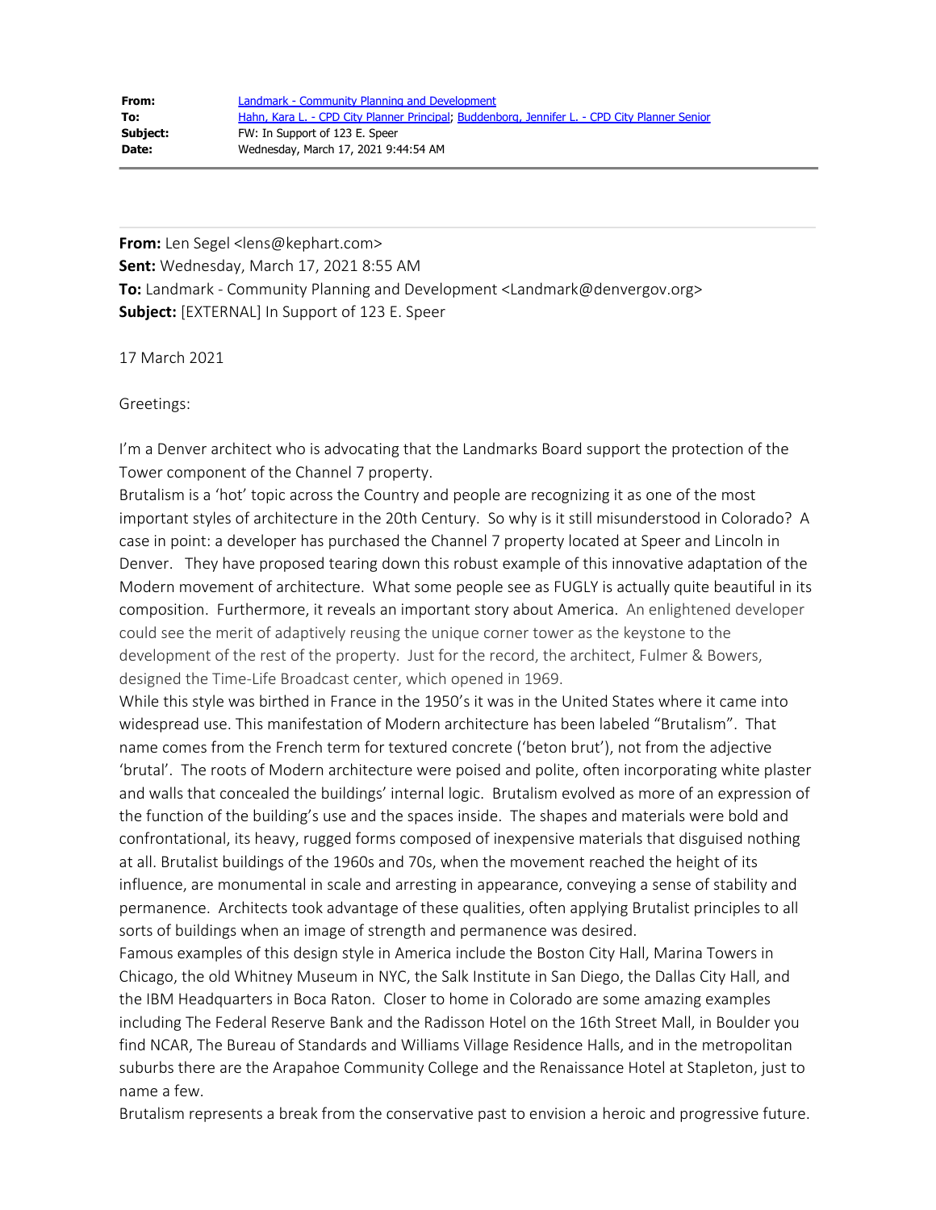| | |
|---|---|
| **From:** | Landmark - Community Planning and Development |
| **To:** | Hahn, Kara L. - CPD City Planner Principal; Buddenborg, Jennifer L. - CPD City Planner Senior |
| **Subject:** | FW: In Support of 123 E. Speer |
| **Date:** | Wednesday, March 17, 2021 9:44:54 AM |

---

**From:** Len Segel <lens@kephart.com>
**Sent:** Wednesday, March 17, 2021 8:55 AM
**To:** Landmark - Community Planning and Development <Landmark@denvergov.org>
**Subject:** [EXTERNAL] In Support of 123 E. Speer

17 March 2021

Greetings:

I'm a Denver architect who is advocating that the Landmarks Board support the protection of the Tower component of the Channel 7 property.
Brutalism is a 'hot' topic across the Country and people are recognizing it as one of the most important styles of architecture in the 20th Century. So why is it still misunderstood in Colorado? A case in point: a developer has purchased the Channel 7 property located at Speer and Lincoln in Denver. They have proposed tearing down this robust example of this innovative adaptation of the Modern movement of architecture. What some people see as FUGLY is actually quite beautiful in its composition. Furthermore, it reveals an important story about America. An enlightened developer could see the merit of adaptively reusing the unique corner tower as the keystone to the development of the rest of the property. Just for the record, the architect, Fulmer & Bowers, designed the Time-Life Broadcast center, which opened in 1969.
While this style was birthed in France in the 1950's it was in the United States where it came into widespread use. This manifestation of Modern architecture has been labeled "Brutalism". That name comes from the French term for textured concrete ('beton brut'), not from the adjective 'brutal'. The roots of Modern architecture were poised and polite, often incorporating white plaster and walls that concealed the buildings' internal logic. Brutalism evolved as more of an expression of the function of the building's use and the spaces inside. The shapes and materials were bold and confrontational, its heavy, rugged forms composed of inexpensive materials that disguised nothing at all. Brutalist buildings of the 1960s and 70s, when the movement reached the height of its influence, are monumental in scale and arresting in appearance, conveying a sense of stability and permanence. Architects took advantage of these qualities, often applying Brutalist principles to all sorts of buildings when an image of strength and permanence was desired.
Famous examples of this design style in America include the Boston City Hall, Marina Towers in Chicago, the old Whitney Museum in NYC, the Salk Institute in San Diego, the Dallas City Hall, and the IBM Headquarters in Boca Raton. Closer to home in Colorado are some amazing examples including The Federal Reserve Bank and the Radisson Hotel on the 16th Street Mall, in Boulder you find NCAR, The Bureau of Standards and Williams Village Residence Halls, and in the metropolitan suburbs there are the Arapahoe Community College and the Renaissance Hotel at Stapleton, just to name a few.
Brutalism represents a break from the conservative past to envision a heroic and progressive future.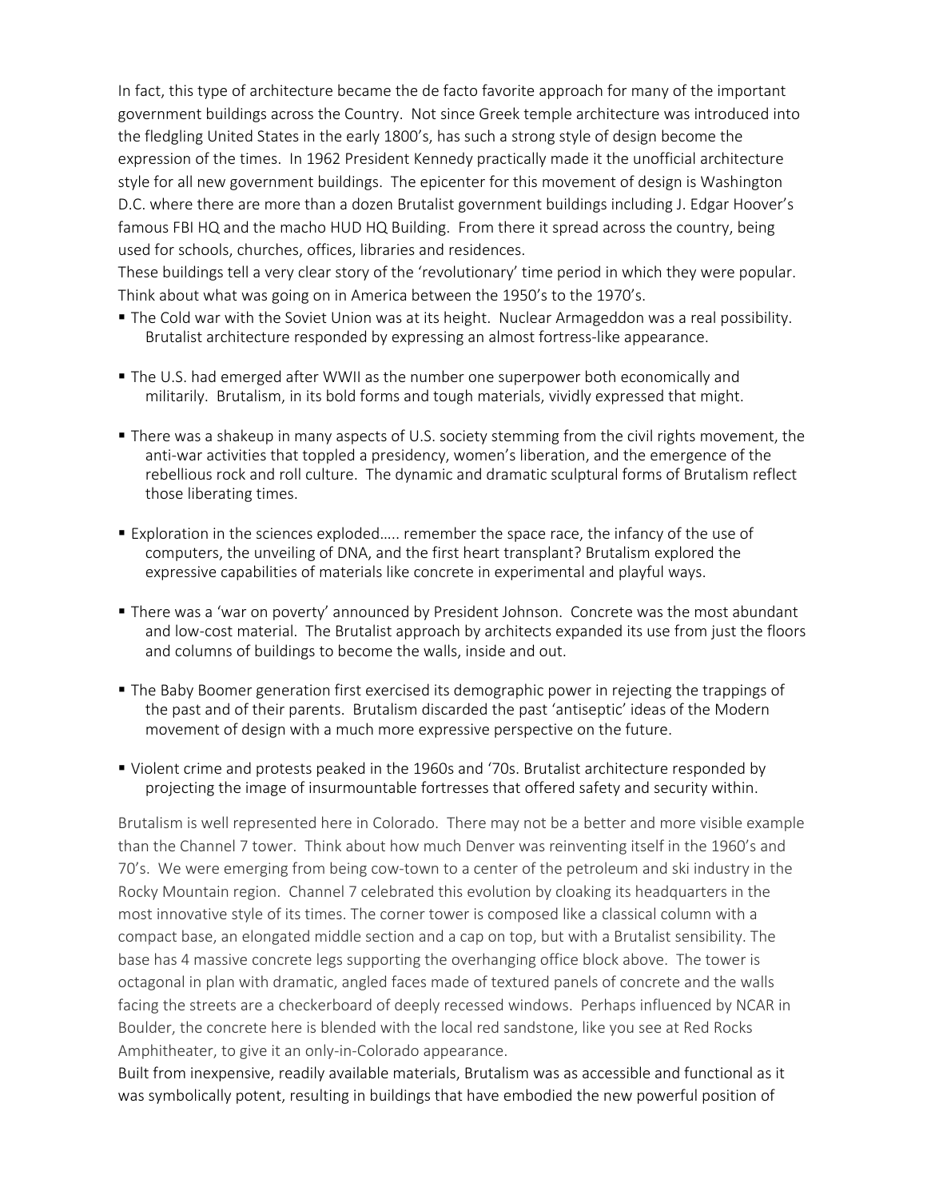In fact, this type of architecture became the de facto favorite approach for many of the important government buildings across the Country. Not since Greek temple architecture was introduced into the fledgling United States in the early 1800's, has such a strong style of design become the expression of the times. In 1962 President Kennedy practically made it the unofficial architecture style for all new government buildings. The epicenter for this movement of design is Washington D.C. where there are more than a dozen Brutalist government buildings including J. Edgar Hoover's famous FBI HQ and the macho HUD HQ Building. From there it spread across the country, being used for schools, churches, offices, libraries and residences.

These buildings tell a very clear story of the 'revolutionary' time period in which they were popular. Think about what was going on in America between the 1950's to the 1970's.

- The Cold war with the Soviet Union was at its height. Nuclear Armageddon was a real possibility. Brutalist architecture responded by expressing an almost fortress-like appearance.

- The U.S. had emerged after WWII as the number one superpower both economically and militarily. Brutalism, in its bold forms and tough materials, vividly expressed that might.

- There was a shakeup in many aspects of U.S. society stemming from the civil rights movement, the anti-war activities that toppled a presidency, women's liberation, and the emergence of the rebellious rock and roll culture. The dynamic and dramatic sculptural forms of Brutalism reflect those liberating times.

- Exploration in the sciences exploded….. remember the space race, the infancy of the use of computers, the unveiling of DNA, and the first heart transplant? Brutalism explored the expressive capabilities of materials like concrete in experimental and playful ways.

- There was a 'war on poverty' announced by President Johnson. Concrete was the most abundant and low-cost material. The Brutalist approach by architects expanded its use from just the floors and columns of buildings to become the walls, inside and out.

- The Baby Boomer generation first exercised its demographic power in rejecting the trappings of the past and of their parents. Brutalism discarded the past 'antiseptic' ideas of the Modern movement of design with a much more expressive perspective on the future.

- Violent crime and protests peaked in the 1960s and '70s. Brutalist architecture responded by projecting the image of insurmountable fortresses that offered safety and security within.

Brutalism is well represented here in Colorado. There may not be a better and more visible example than the Channel 7 tower. Think about how much Denver was reinventing itself in the 1960's and 70's. We were emerging from being cow-town to a center of the petroleum and ski industry in the Rocky Mountain region. Channel 7 celebrated this evolution by cloaking its headquarters in the most innovative style of its times. The corner tower is composed like a classical column with a compact base, an elongated middle section and a cap on top, but with a Brutalist sensibility. The base has 4 massive concrete legs supporting the overhanging office block above. The tower is octagonal in plan with dramatic, angled faces made of textured panels of concrete and the walls facing the streets are a checkerboard of deeply recessed windows. Perhaps influenced by NCAR in Boulder, the concrete here is blended with the local red sandstone, like you see at Red Rocks Amphitheater, to give it an only-in-Colorado appearance.

Built from inexpensive, readily available materials, Brutalism was as accessible and functional as it was symbolically potent, resulting in buildings that have embodied the new powerful position of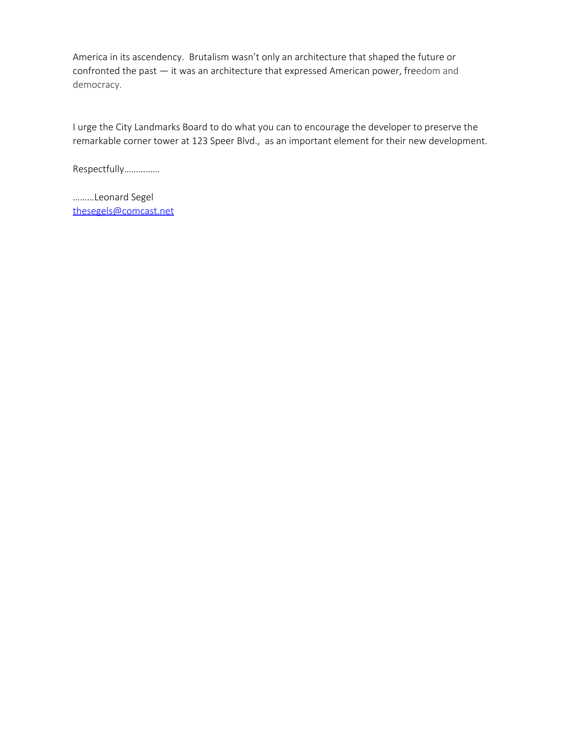America in its ascendency. Brutalism wasn't only an architecture that shaped the future or confronted the past — it was an architecture that expressed American power, freedom and democracy.

I urge the City Landmarks Board to do what you can to encourage the developer to preserve the remarkable corner tower at 123 Speer Blvd., as an important element for their new development.

Respectfully……………

………Leonard Segel
thesegels@comcast.net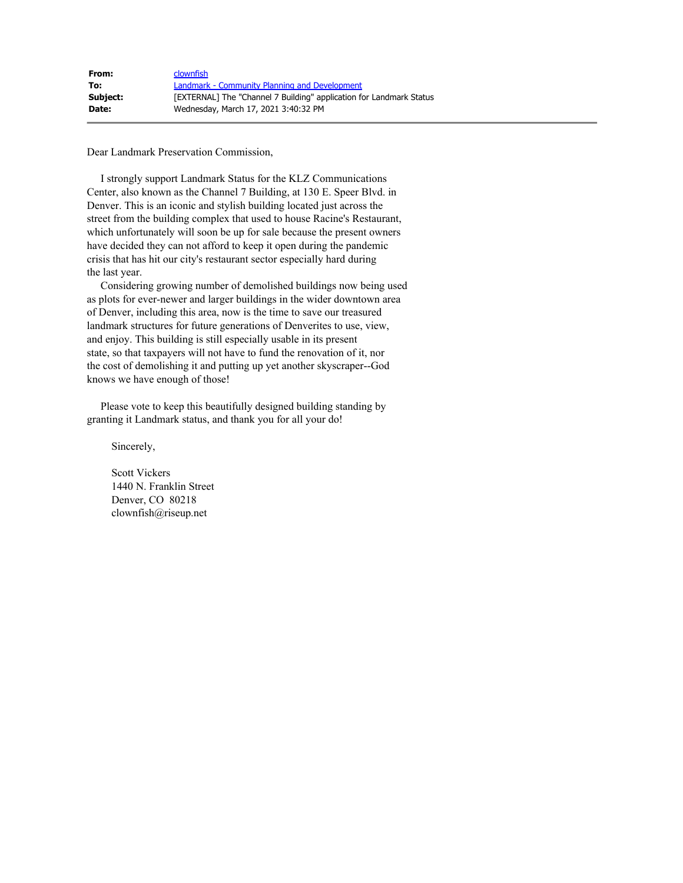| | |
|---|---|
| **From:** | clownfish |
| **To:** | Landmark - Community Planning and Development |
| **Subject:** | [EXTERNAL] The "Channel 7 Building" application for Landmark Status |
| **Date:** | Wednesday, March 17, 2021 3:40:32 PM |

---

Dear Landmark Preservation Commission,

I strongly support Landmark Status for the KLZ Communications Center, also known as the Channel 7 Building, at 130 E. Speer Blvd. in Denver. This is an iconic and stylish building located just across the street from the building complex that used to house Racine's Restaurant, which unfortunately will soon be up for sale because the present owners have decided they can not afford to keep it open during the pandemic crisis that has hit our city's restaurant sector especially hard during the last year.

Considering growing number of demolished buildings now being used as plots for ever-newer and larger buildings in the wider downtown area of Denver, including this area, now is the time to save our treasured landmark structures for future generations of Denverites to use, view, and enjoy. This building is still especially usable in its present state, so that taxpayers will not have to fund the renovation of it, nor the cost of demolishing it and putting up yet another skyscraper--God knows we have enough of those!

Please vote to keep this beautifully designed building standing by granting it Landmark status, and thank you for all your do!

Sincerely,

Scott Vickers
1440 N. Franklin Street
Denver, CO 80218
clownfish@riseup.net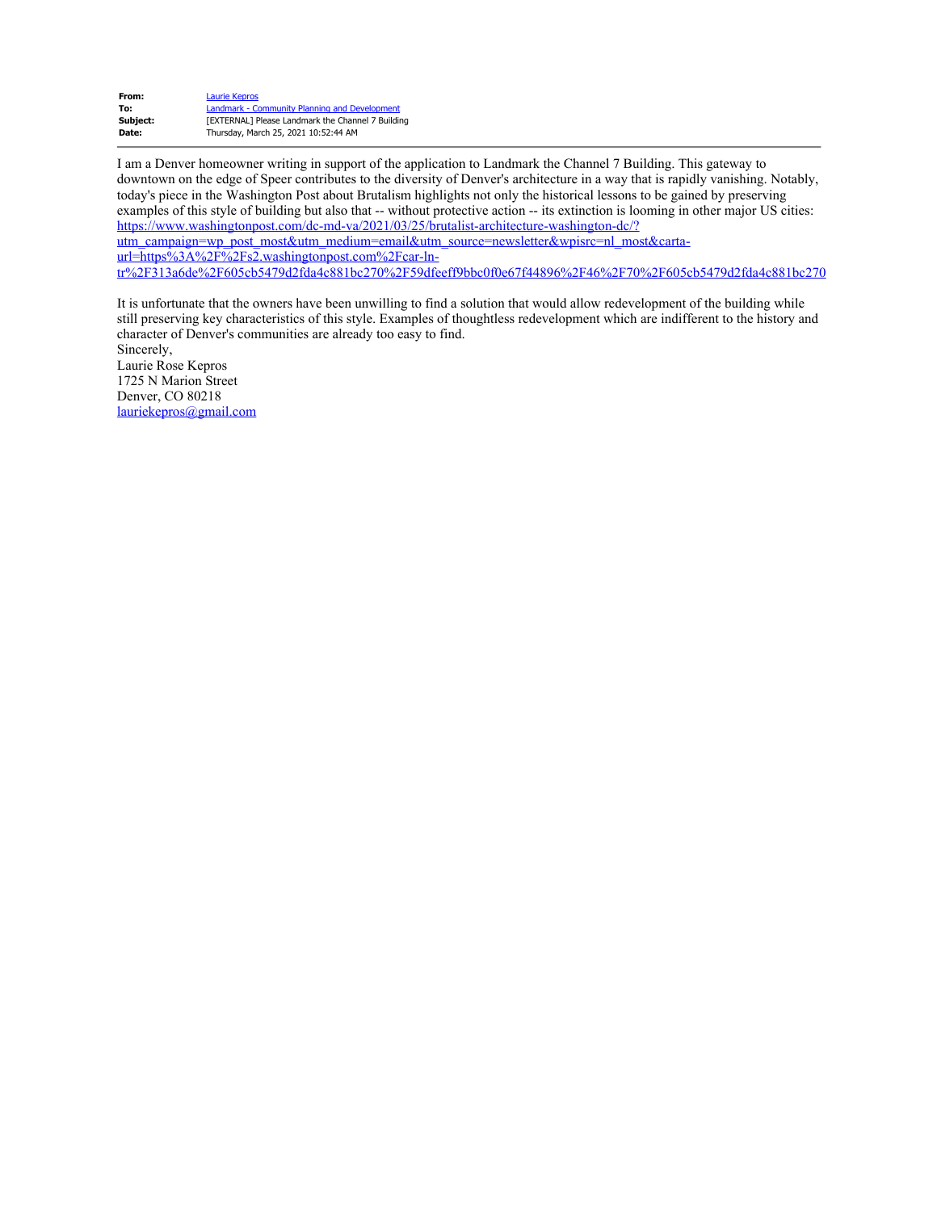**From:** Laurie Kepros
**To:** Landmark - Community Planning and Development
**Subject:** [EXTERNAL] Please Landmark the Channel 7 Building
**Date:** Thursday, March 25, 2021 10:52:44 AM

---

I am a Denver homeowner writing in support of the application to Landmark the Channel 7 Building. This gateway to downtown on the edge of Speer contributes to the diversity of Denver's architecture in a way that is rapidly vanishing. Notably, today's piece in the Washington Post about Brutalism highlights not only the historical lessons to be gained by preserving examples of this style of building but also that -- without protective action -- its extinction is looming in other major US cities: https://www.washingtonpost.com/dc-md-va/2021/03/25/brutalist-architecture-washington-dc/?utm_campaign=wp_post_most&utm_medium=email&utm_source=newsletter&wpisrc=nl_most&carta-url=https%3A%2F%2Fs2.washingtonpost.com%2Fcar-ln-tr%2F313a6de%2F605cb5479d2fda4c881bc270%2F59dfeeff9bbc0f0e67f44896%2F46%2F70%2F605cb5479d2fda4c881bc270

It is unfortunate that the owners have been unwilling to find a solution that would allow redevelopment of the building while still preserving key characteristics of this style. Examples of thoughtless redevelopment which are indifferent to the history and character of Denver's communities are already too easy to find.

Sincerely,
Laurie Rose Kepros
1725 N Marion Street
Denver, CO 80218
lauriekepros@gmail.com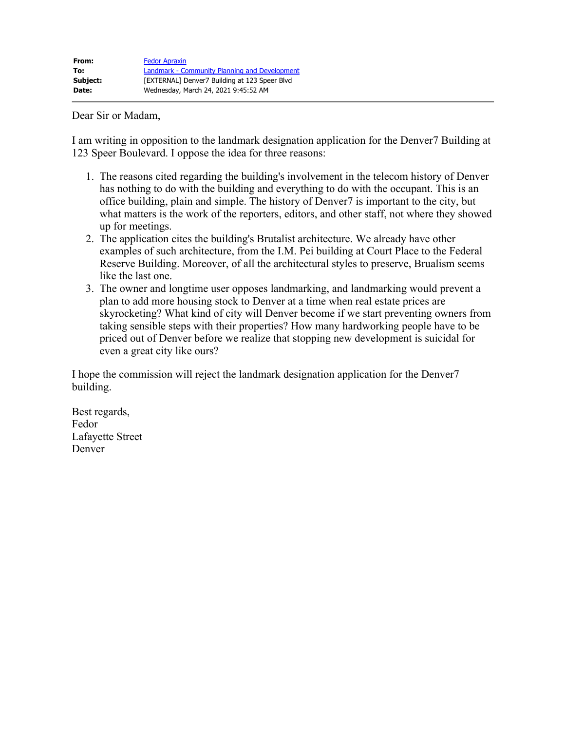| | |
|---|---|
| **From:** | Fedor Apraxin |
| **To:** | Landmark - Community Planning and Development |
| **Subject:** | [EXTERNAL] Denver7 Building at 123 Speer Blvd |
| **Date:** | Wednesday, March 24, 2021 9:45:52 AM |

Dear Sir or Madam,

I am writing in opposition to the landmark designation application for the Denver7 Building at 123 Speer Boulevard. I oppose the idea for three reasons:

1. The reasons cited regarding the building's involvement in the telecom history of Denver has nothing to do with the building and everything to do with the occupant. This is an office building, plain and simple. The history of Denver7 is important to the city, but what matters is the work of the reporters, editors, and other staff, not where they showed up for meetings.
2. The application cites the building's Brutalist architecture. We already have other examples of such architecture, from the I.M. Pei building at Court Place to the Federal Reserve Building. Moreover, of all the architectural styles to preserve, Brualism seems like the last one.
3. The owner and longtime user opposes landmarking, and landmarking would prevent a plan to add more housing stock to Denver at a time when real estate prices are skyrocketing? What kind of city will Denver become if we start preventing owners from taking sensible steps with their properties? How many hardworking people have to be priced out of Denver before we realize that stopping new development is suicidal for even a great city like ours?

I hope the commission will reject the landmark designation application for the Denver7 building.

Best regards,
Fedor
Lafayette Street
Denver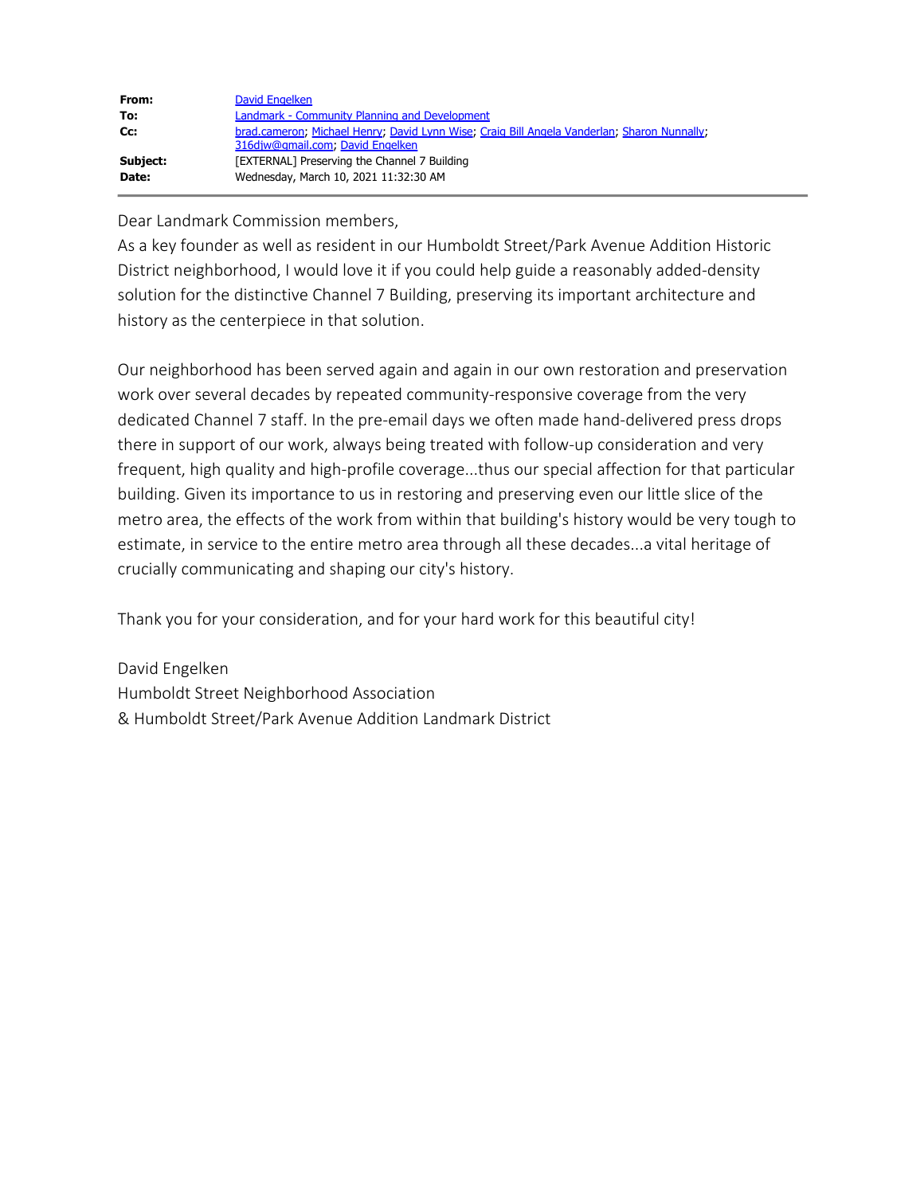| | |
|---|---|
| **From:** | David Engelken |
| **To:** | Landmark - Community Planning and Development |
| **Cc:** | brad.cameron; Michael Henry; David Lynn Wise; Craig Bill Angela Vanderlan; Sharon Nunnally; 316djw@gmail.com; David Engelken |
| **Subject:** | [EXTERNAL] Preserving the Channel 7 Building |
| **Date:** | Wednesday, March 10, 2021 11:32:30 AM |

Dear Landmark Commission members,

As a key founder as well as resident in our Humboldt Street/Park Avenue Addition Historic District neighborhood, I would love it if you could help guide a reasonably added-density solution for the distinctive Channel 7 Building, preserving its important architecture and history as the centerpiece in that solution.

Our neighborhood has been served again and again in our own restoration and preservation work over several decades by repeated community-responsive coverage from the very dedicated Channel 7 staff. In the pre-email days we often made hand-delivered press drops there in support of our work, always being treated with follow-up consideration and very frequent, high quality and high-profile coverage...thus our special affection for that particular building. Given its importance to us in restoring and preserving even our little slice of the metro area, the effects of the work from within that building's history would be very tough to estimate, in service to the entire metro area through all these decades...a vital heritage of crucially communicating and shaping our city's history.

Thank you for your consideration, and for your hard work for this beautiful city!

David Engelken
Humboldt Street Neighborhood Association
& Humboldt Street/Park Avenue Addition Landmark District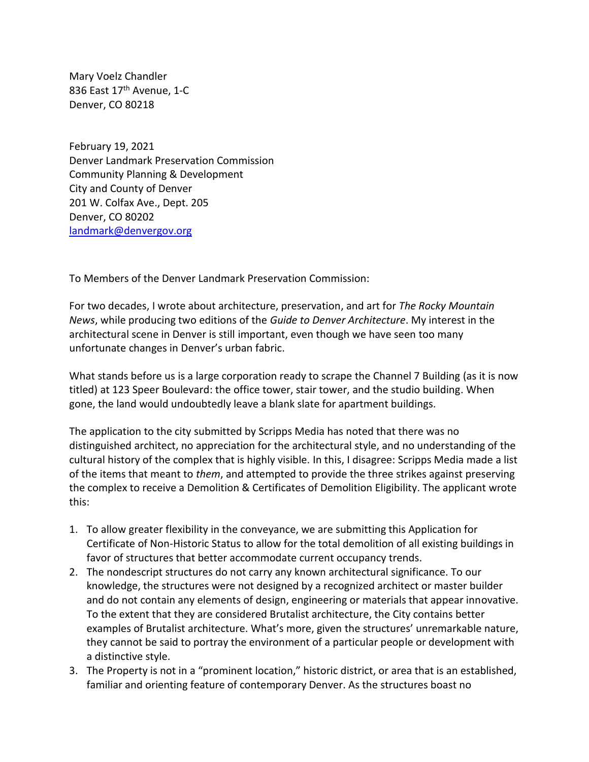Mary Voelz Chandler
836 East 17th Avenue, 1-C
Denver, CO 80218

February 19, 2021
Denver Landmark Preservation Commission
Community Planning & Development
City and County of Denver
201 W. Colfax Ave., Dept. 205
Denver, CO 80202
landmark@denvergov.org

To Members of the Denver Landmark Preservation Commission:

For two decades, I wrote about architecture, preservation, and art for *The Rocky Mountain News*, while producing two editions of the *Guide to Denver Architecture*. My interest in the architectural scene in Denver is still important, even though we have seen too many unfortunate changes in Denver's urban fabric.

What stands before us is a large corporation ready to scrape the Channel 7 Building (as it is now titled) at 123 Speer Boulevard: the office tower, stair tower, and the studio building. When gone, the land would undoubtedly leave a blank slate for apartment buildings.

The application to the city submitted by Scripps Media has noted that there was no distinguished architect, no appreciation for the architectural style, and no understanding of the cultural history of the complex that is highly visible. In this, I disagree: Scripps Media made a list of the items that meant to *them*, and attempted to provide the three strikes against preserving the complex to receive a Demolition & Certificates of Demolition Eligibility. The applicant wrote this:

1. To allow greater flexibility in the conveyance, we are submitting this Application for Certificate of Non-Historic Status to allow for the total demolition of all existing buildings in favor of structures that better accommodate current occupancy trends.
2. The nondescript structures do not carry any known architectural significance. To our knowledge, the structures were not designed by a recognized architect or master builder and do not contain any elements of design, engineering or materials that appear innovative. To the extent that they are considered Brutalist architecture, the City contains better examples of Brutalist architecture. What's more, given the structures' unremarkable nature, they cannot be said to portray the environment of a particular people or development with a distinctive style.
3. The Property is not in a "prominent location," historic district, or area that is an established, familiar and orienting feature of contemporary Denver. As the structures boast no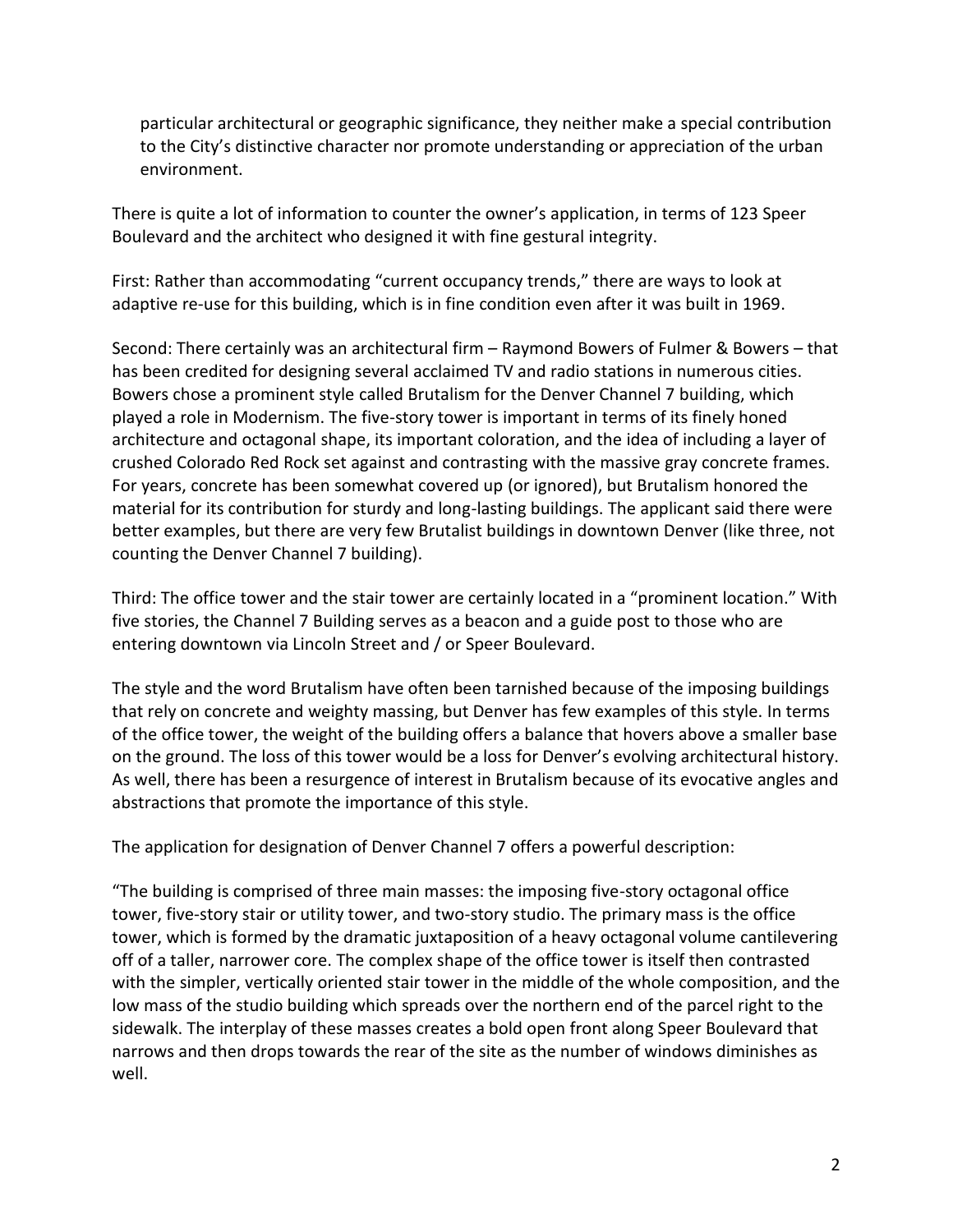particular architectural or geographic significance, they neither make a special contribution to the City's distinctive character nor promote understanding or appreciation of the urban environment.

There is quite a lot of information to counter the owner's application, in terms of 123 Speer Boulevard and the architect who designed it with fine gestural integrity.

First: Rather than accommodating "current occupancy trends," there are ways to look at adaptive re-use for this building, which is in fine condition even after it was built in 1969.

Second: There certainly was an architectural firm – Raymond Bowers of Fulmer & Bowers – that has been credited for designing several acclaimed TV and radio stations in numerous cities. Bowers chose a prominent style called Brutalism for the Denver Channel 7 building, which played a role in Modernism. The five-story tower is important in terms of its finely honed architecture and octagonal shape, its important coloration, and the idea of including a layer of crushed Colorado Red Rock set against and contrasting with the massive gray concrete frames. For years, concrete has been somewhat covered up (or ignored), but Brutalism honored the material for its contribution for sturdy and long-lasting buildings. The applicant said there were better examples, but there are very few Brutalist buildings in downtown Denver (like three, not counting the Denver Channel 7 building).

Third: The office tower and the stair tower are certainly located in a "prominent location." With five stories, the Channel 7 Building serves as a beacon and a guide post to those who are entering downtown via Lincoln Street and / or Speer Boulevard.

The style and the word Brutalism have often been tarnished because of the imposing buildings that rely on concrete and weighty massing, but Denver has few examples of this style. In terms of the office tower, the weight of the building offers a balance that hovers above a smaller base on the ground. The loss of this tower would be a loss for Denver's evolving architectural history. As well, there has been a resurgence of interest in Brutalism because of its evocative angles and abstractions that promote the importance of this style.

The application for designation of Denver Channel 7 offers a powerful description:

"The building is comprised of three main masses: the imposing five-story octagonal office tower, five-story stair or utility tower, and two-story studio. The primary mass is the office tower, which is formed by the dramatic juxtaposition of a heavy octagonal volume cantilevering off of a taller, narrower core. The complex shape of the office tower is itself then contrasted with the simpler, vertically oriented stair tower in the middle of the whole composition, and the low mass of the studio building which spreads over the northern end of the parcel right to the sidewalk. The interplay of these masses creates a bold open front along Speer Boulevard that narrows and then drops towards the rear of the site as the number of windows diminishes as well.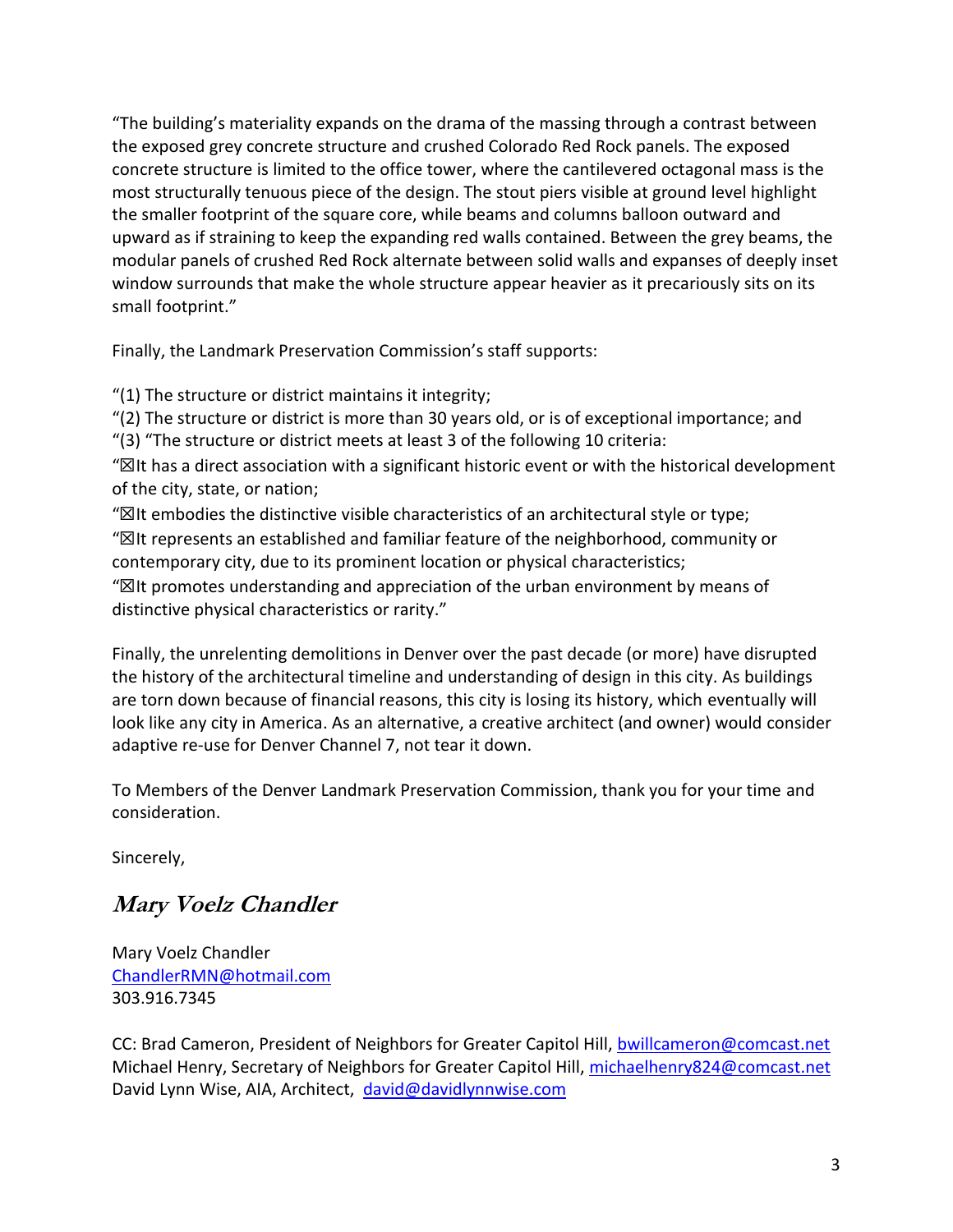"The building's materiality expands on the drama of the massing through a contrast between the exposed grey concrete structure and crushed Colorado Red Rock panels. The exposed concrete structure is limited to the office tower, where the cantilevered octagonal mass is the most structurally tenuous piece of the design. The stout piers visible at ground level highlight the smaller footprint of the square core, while beams and columns balloon outward and upward as if straining to keep the expanding red walls contained. Between the grey beams, the modular panels of crushed Red Rock alternate between solid walls and expanses of deeply inset window surrounds that make the whole structure appear heavier as it precariously sits on its small footprint."

Finally, the Landmark Preservation Commission's staff supports:

"(1) The structure or district maintains it integrity;
"(2) The structure or district is more than 30 years old, or is of exceptional importance; and
"(3) "The structure or district meets at least 3 of the following 10 criteria:
"☒It has a direct association with a significant historic event or with the historical development of the city, state, or nation;
"☒It embodies the distinctive visible characteristics of an architectural style or type;
"☒It represents an established and familiar feature of the neighborhood, community or contemporary city, due to its prominent location or physical characteristics;
"☒It promotes understanding and appreciation of the urban environment by means of distinctive physical characteristics or rarity."

Finally, the unrelenting demolitions in Denver over the past decade (or more) have disrupted the history of the architectural timeline and understanding of design in this city. As buildings are torn down because of financial reasons, this city is losing its history, which eventually will look like any city in America. As an alternative, a creative architect (and owner) would consider adaptive re-use for Denver Channel 7, not tear it down.

To Members of the Denver Landmark Preservation Commission, thank you for your time and consideration.

Sincerely,

***Mary Voelz Chandler***

Mary Voelz Chandler
ChandlerRMN@hotmail.com
303.916.7345

CC: Brad Cameron, President of Neighbors for Greater Capitol Hill, bwillcameron@comcast.net
Michael Henry, Secretary of Neighbors for Greater Capitol Hill, michaelhenry824@comcast.net
David Lynn Wise, AIA, Architect, david@davidlynnwise.com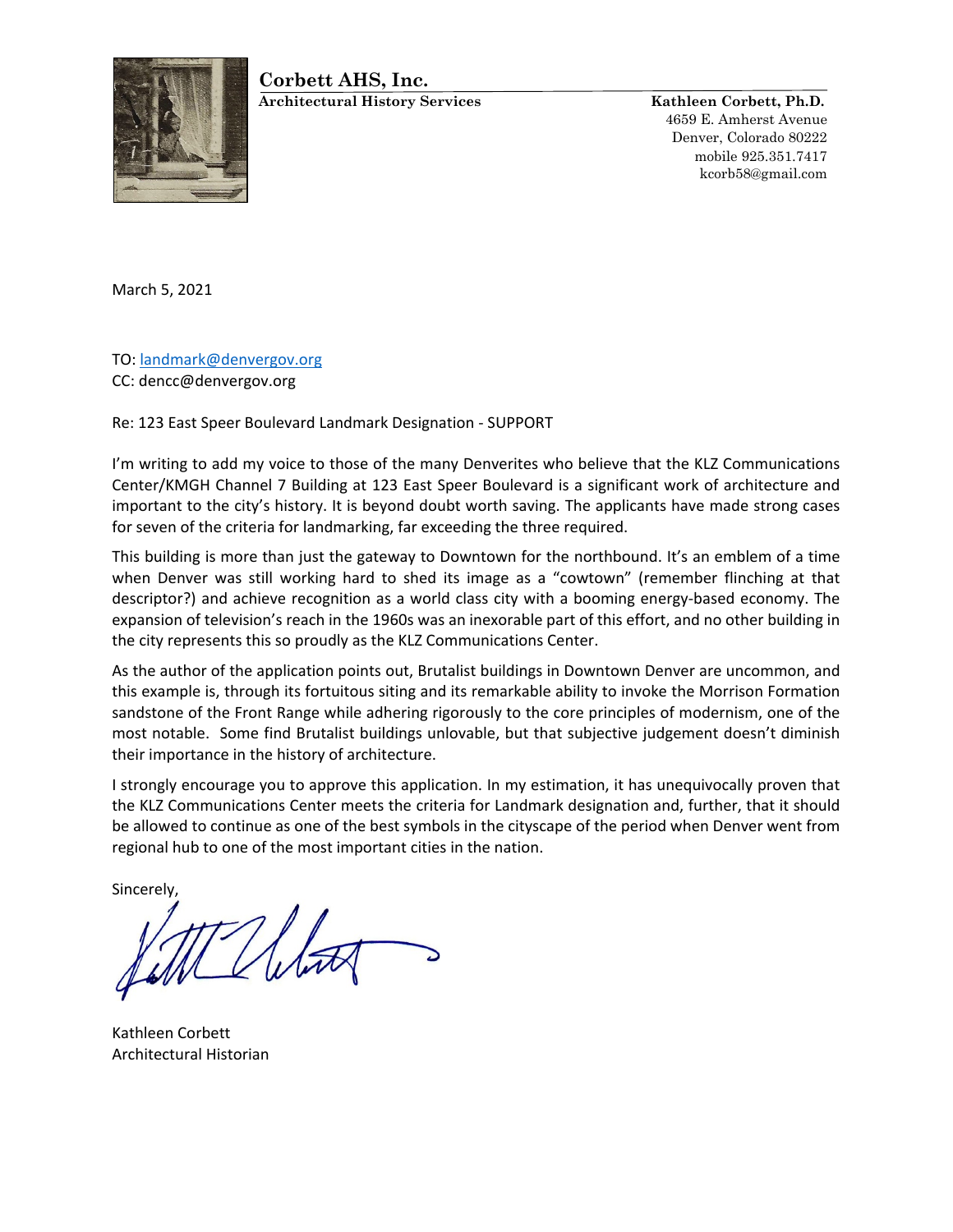**Corbett AHS, Inc.**
**Architectural History Services**

**Kathleen Corbett, Ph.D.**
4659 E. Amherst Avenue
Denver, Colorado 80222
mobile 925.351.7417
kcorb58@gmail.com

March 5, 2021

TO: landmark@denvergov.org
CC: dencc@denvergov.org

Re: 123 East Speer Boulevard Landmark Designation - SUPPORT

I'm writing to add my voice to those of the many Denverites who believe that the KLZ Communications Center/KMGH Channel 7 Building at 123 East Speer Boulevard is a significant work of architecture and important to the city's history. It is beyond doubt worth saving. The applicants have made strong cases for seven of the criteria for landmarking, far exceeding the three required.

This building is more than just the gateway to Downtown for the northbound. It's an emblem of a time when Denver was still working hard to shed its image as a "cowtown" (remember flinching at that descriptor?) and achieve recognition as a world class city with a booming energy-based economy. The expansion of television's reach in the 1960s was an inexorable part of this effort, and no other building in the city represents this so proudly as the KLZ Communications Center.

As the author of the application points out, Brutalist buildings in Downtown Denver are uncommon, and this example is, through its fortuitous siting and its remarkable ability to invoke the Morrison Formation sandstone of the Front Range while adhering rigorously to the core principles of modernism, one of the most notable. Some find Brutalist buildings unlovable, but that subjective judgement doesn't diminish their importance in the history of architecture.

I strongly encourage you to approve this application. In my estimation, it has unequivocally proven that the KLZ Communications Center meets the criteria for Landmark designation and, further, that it should be allowed to continue as one of the best symbols in the cityscape of the period when Denver went from regional hub to one of the most important cities in the nation.

Sincerely,

Kathleen Corbett
Architectural Historian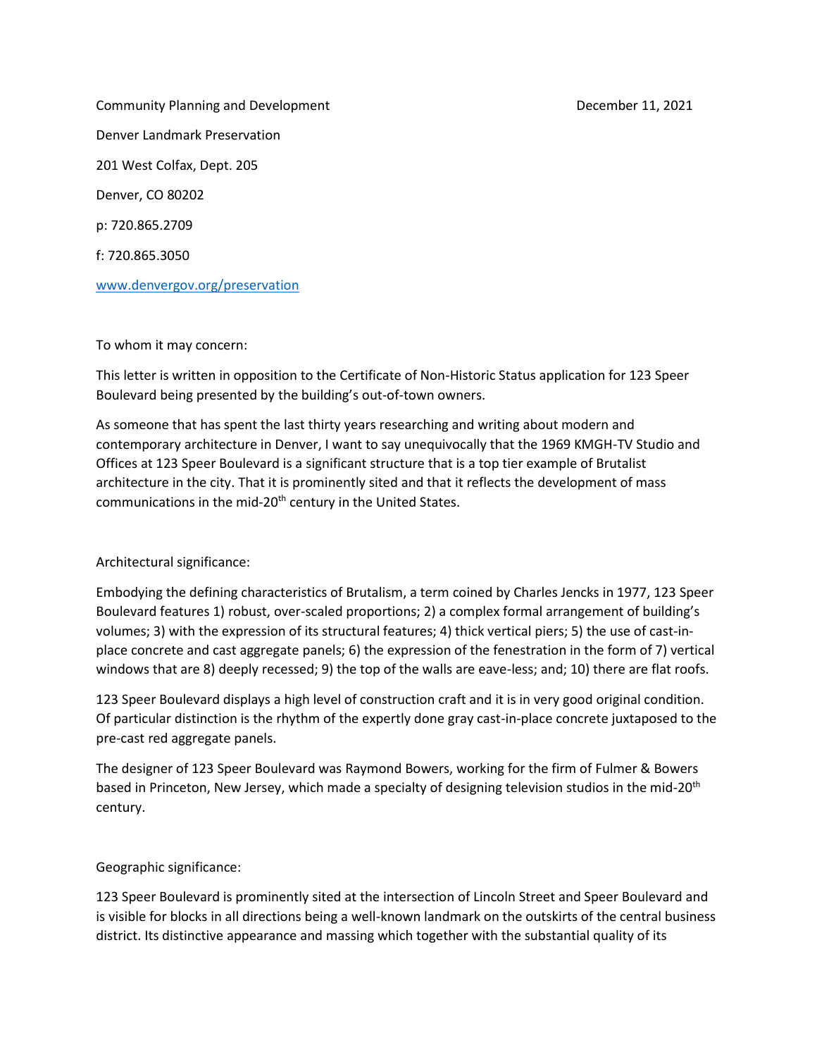Community Planning and Development December 11, 2021

Denver Landmark Preservation

201 West Colfax, Dept. 205

Denver, CO 80202

p: 720.865.2709

f: 720.865.3050

www.denvergov.org/preservation

To whom it may concern:

This letter is written in opposition to the Certificate of Non-Historic Status application for 123 Speer Boulevard being presented by the building's out-of-town owners.

As someone that has spent the last thirty years researching and writing about modern and contemporary architecture in Denver, I want to say unequivocally that the 1969 KMGH-TV Studio and Offices at 123 Speer Boulevard is a significant structure that is a top tier example of Brutalist architecture in the city. That it is prominently sited and that it reflects the development of mass communications in the mid-20th century in the United States.

Architectural significance:

Embodying the defining characteristics of Brutalism, a term coined by Charles Jencks in 1977, 123 Speer Boulevard features 1) robust, over-scaled proportions; 2) a complex formal arrangement of building's volumes; 3) with the expression of its structural features; 4) thick vertical piers; 5) the use of cast-in-place concrete and cast aggregate panels; 6) the expression of the fenestration in the form of 7) vertical windows that are 8) deeply recessed; 9) the top of the walls are eave-less; and; 10) there are flat roofs.

123 Speer Boulevard displays a high level of construction craft and it is in very good original condition. Of particular distinction is the rhythm of the expertly done gray cast-in-place concrete juxtaposed to the pre-cast red aggregate panels.

The designer of 123 Speer Boulevard was Raymond Bowers, working for the firm of Fulmer & Bowers based in Princeton, New Jersey, which made a specialty of designing television studios in the mid-20th century.

Geographic significance:

123 Speer Boulevard is prominently sited at the intersection of Lincoln Street and Speer Boulevard and is visible for blocks in all directions being a well-known landmark on the outskirts of the central business district. Its distinctive appearance and massing which together with the substantial quality of its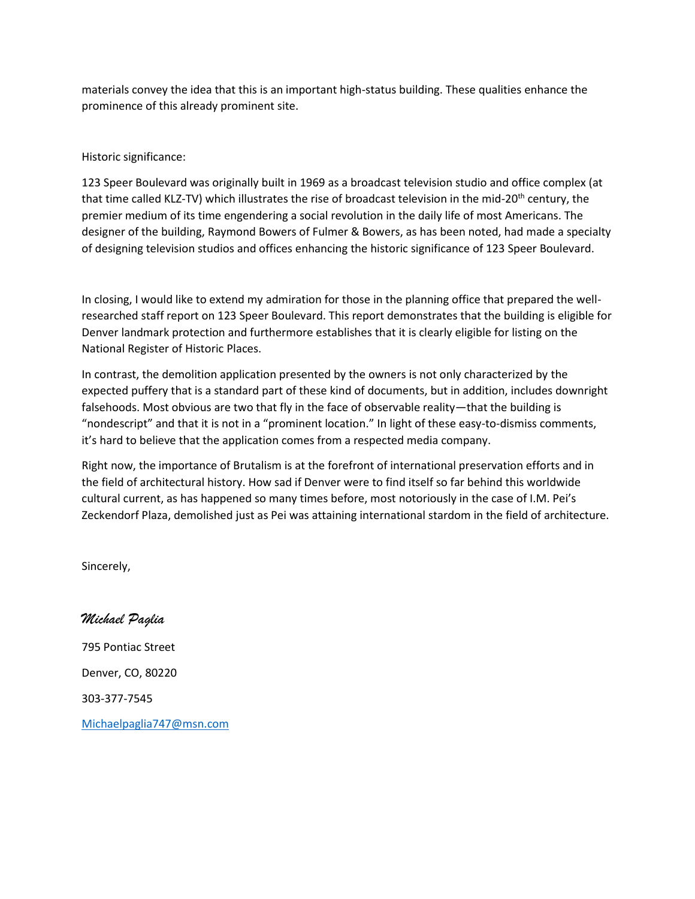materials convey the idea that this is an important high-status building. These qualities enhance the prominence of this already prominent site.

Historic significance:

123 Speer Boulevard was originally built in 1969 as a broadcast television studio and office complex (at that time called KLZ-TV) which illustrates the rise of broadcast television in the mid-20th century, the premier medium of its time engendering a social revolution in the daily life of most Americans. The designer of the building, Raymond Bowers of Fulmer & Bowers, as has been noted, had made a specialty of designing television studios and offices enhancing the historic significance of 123 Speer Boulevard.

In closing, I would like to extend my admiration for those in the planning office that prepared the well-researched staff report on 123 Speer Boulevard. This report demonstrates that the building is eligible for Denver landmark protection and furthermore establishes that it is clearly eligible for listing on the National Register of Historic Places.

In contrast, the demolition application presented by the owners is not only characterized by the expected puffery that is a standard part of these kind of documents, but in addition, includes downright falsehoods. Most obvious are two that fly in the face of observable reality—that the building is "nondescript" and that it is not in a "prominent location." In light of these easy-to-dismiss comments, it's hard to believe that the application comes from a respected media company.

Right now, the importance of Brutalism is at the forefront of international preservation efforts and in the field of architectural history. How sad if Denver were to find itself so far behind this worldwide cultural current, as has happened so many times before, most notoriously in the case of I.M. Pei's Zeckendorf Plaza, demolished just as Pei was attaining international stardom in the field of architecture.

Sincerely,

*Michael Paglia*

795 Pontiac Street

Denver, CO, 80220

303-377-7545

Michaelpaglia747@msn.com